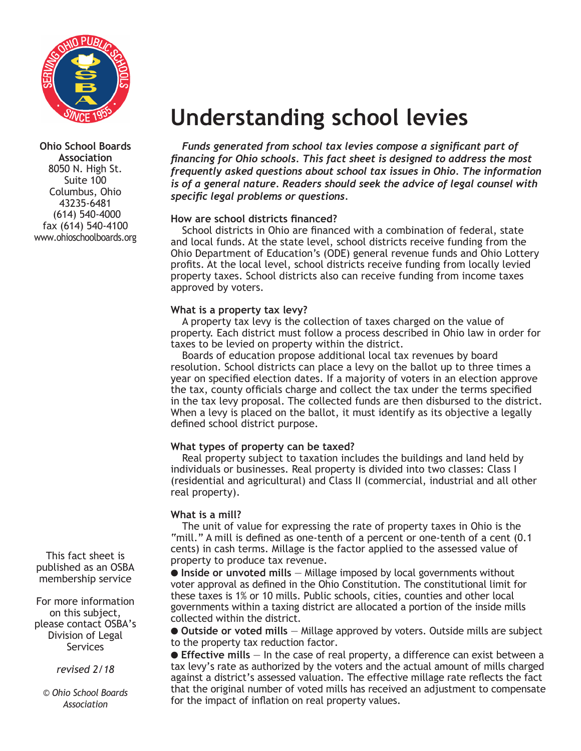**Ohio School Boards Association**
8050 N. High St.
Suite 100
Columbus, Ohio
43235-6481
(614) 540-4000
fax (614) 540-4100
www.ohioschoolboards.org

# Understanding school levies

***Funds generated from school tax levies compose a significant part of financing for Ohio schools. This fact sheet is designed to address the most frequently asked questions about school tax issues in Ohio. The information is of a general nature. Readers should seek the advice of legal counsel with specific legal problems or questions.***

### How are school districts financed?

School districts in Ohio are financed with a combination of federal, state and local funds. At the state level, school districts receive funding from the Ohio Department of Education's (ODE) general revenue funds and Ohio Lottery profits. At the local level, school districts receive funding from locally levied property taxes. School districts also can receive funding from income taxes approved by voters.

### What is a property tax levy?

A property tax levy is the collection of taxes charged on the value of property. Each district must follow a process described in Ohio law in order for taxes to be levied on property within the district.

Boards of education propose additional local tax revenues by board resolution. School districts can place a levy on the ballot up to three times a year on specified election dates. If a majority of voters in an election approve the tax, county officials charge and collect the tax under the terms specified in the tax levy proposal. The collected funds are then disbursed to the district. When a levy is placed on the ballot, it must identify as its objective a legally defined school district purpose.

### What types of property can be taxed?

Real property subject to taxation includes the buildings and land held by individuals or businesses. Real property is divided into two classes: Class I (residential and agricultural) and Class II (commercial, industrial and all other real property).

### What is a mill?

The unit of value for expressing the rate of property taxes in Ohio is the "mill." A mill is defined as one-tenth of a percent or one-tenth of a cent (0.1 cents) in cash terms. Millage is the factor applied to the assessed value of property to produce tax revenue.

- **Inside or unvoted mills** — Millage imposed by local governments without voter approval as defined in the Ohio Constitution. The constitutional limit for these taxes is 1% or 10 mills. Public schools, cities, counties and other local governments within a taxing district are allocated a portion of the inside mills collected within the district.
- **Outside or voted mills** — Millage approved by voters. Outside mills are subject to the property tax reduction factor.
- **Effective mills** — In the case of real property, a difference can exist between a tax levy's rate as authorized by the voters and the actual amount of mills charged against a district's assessed valuation. The effective millage rate reflects the fact that the original number of voted mills has received an adjustment to compensate for the impact of inflation on real property values.

This fact sheet is published as an OSBA membership service

For more information on this subject, please contact OSBA's Division of Legal Services

*revised 2/18*

*© Ohio School Boards Association*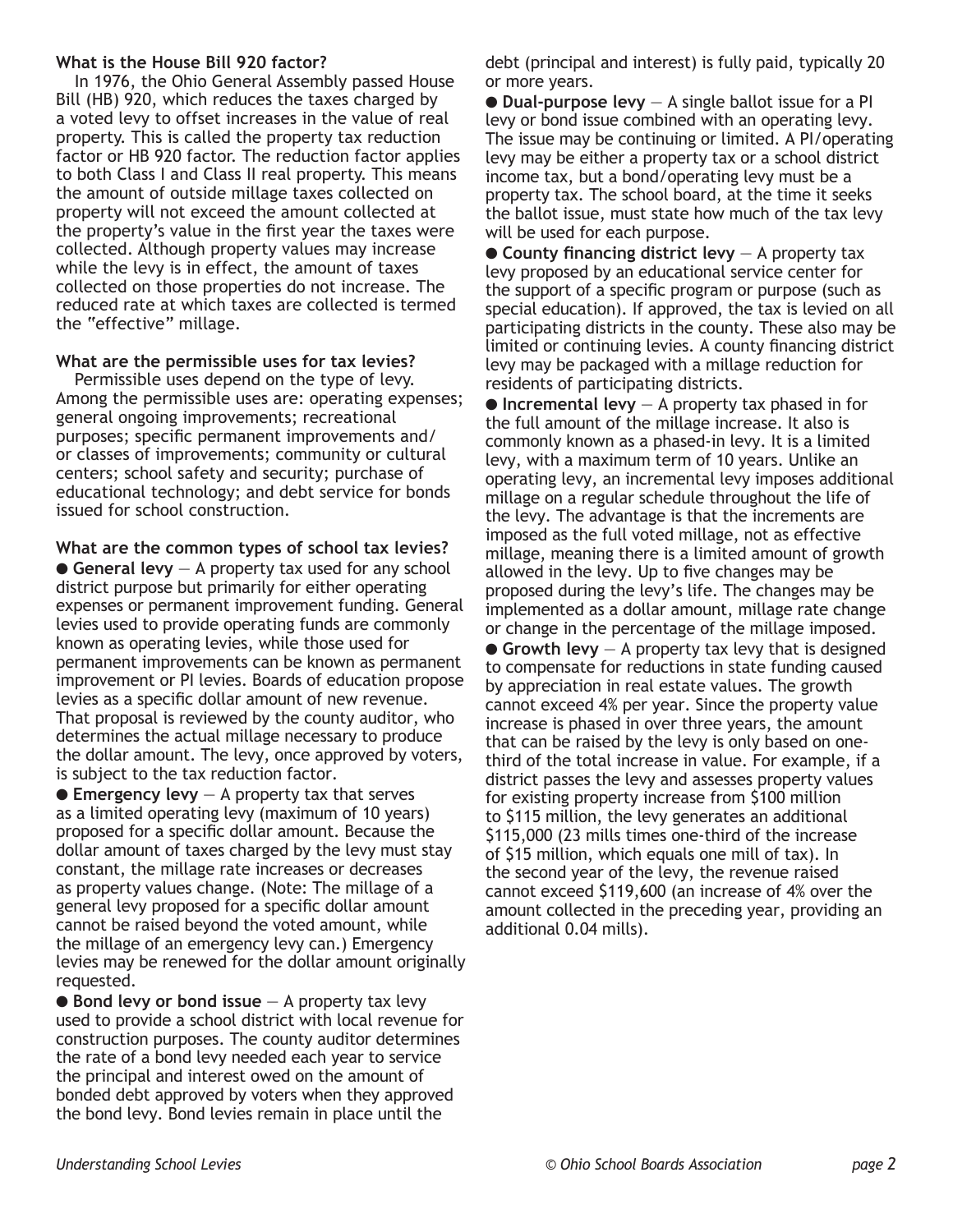### What is the House Bill 920 factor?

In 1976, the Ohio General Assembly passed House Bill (HB) 920, which reduces the taxes charged by a voted levy to offset increases in the value of real property. This is called the property tax reduction factor or HB 920 factor. The reduction factor applies to both Class I and Class II real property. This means the amount of outside millage taxes collected on property will not exceed the amount collected at the property's value in the first year the taxes were collected. Although property values may increase while the levy is in effect, the amount of taxes collected on those properties do not increase. The reduced rate at which taxes are collected is termed the "effective" millage.

### What are the permissible uses for tax levies?

Permissible uses depend on the type of levy. Among the permissible uses are: operating expenses; general ongoing improvements; recreational purposes; specific permanent improvements and/or classes of improvements; community or cultural centers; school safety and security; purchase of educational technology; and debt service for bonds issued for school construction.

### What are the common types of school tax levies?

- **General levy** — A property tax used for any school district purpose but primarily for either operating expenses or permanent improvement funding. General levies used to provide operating funds are commonly known as operating levies, while those used for permanent improvements can be known as permanent improvement or PI levies. Boards of education propose levies as a specific dollar amount of new revenue. That proposal is reviewed by the county auditor, who determines the actual millage necessary to produce the dollar amount. The levy, once approved by voters, is subject to the tax reduction factor.
- **Emergency levy** — A property tax that serves as a limited operating levy (maximum of 10 years) proposed for a specific dollar amount. Because the dollar amount of taxes charged by the levy must stay constant, the millage rate increases or decreases as property values change. (Note: The millage of a general levy proposed for a specific dollar amount cannot be raised beyond the voted amount, while the millage of an emergency levy can.) Emergency levies may be renewed for the dollar amount originally requested.
- **Bond levy or bond issue** — A property tax levy used to provide a school district with local revenue for construction purposes. The county auditor determines the rate of a bond levy needed each year to service the principal and interest owed on the amount of bonded debt approved by voters when they approved the bond levy. Bond levies remain in place until the debt (principal and interest) is fully paid, typically 20 or more years.
- **Dual-purpose levy** — A single ballot issue for a PI levy or bond issue combined with an operating levy. The issue may be continuing or limited. A PI/operating levy may be either a property tax or a school district income tax, but a bond/operating levy must be a property tax. The school board, at the time it seeks the ballot issue, must state how much of the tax levy will be used for each purpose.
- **County financing district levy** — A property tax levy proposed by an educational service center for the support of a specific program or purpose (such as special education). If approved, the tax is levied on all participating districts in the county. These also may be limited or continuing levies. A county financing district levy may be packaged with a millage reduction for residents of participating districts.
- **Incremental levy** — A property tax phased in for the full amount of the millage increase. It also is commonly known as a phased-in levy. It is a limited levy, with a maximum term of 10 years. Unlike an operating levy, an incremental levy imposes additional millage on a regular schedule throughout the life of the levy. The advantage is that the increments are imposed as the full voted millage, not as effective millage, meaning there is a limited amount of growth allowed in the levy. Up to five changes may be proposed during the levy's life. The changes may be implemented as a dollar amount, millage rate change or change in the percentage of the millage imposed.
- **Growth levy** — A property tax levy that is designed to compensate for reductions in state funding caused by appreciation in real estate values. The growth cannot exceed 4% per year. Since the property value increase is phased in over three years, the amount that can be raised by the levy is only based on one-third of the total increase in value. For example, if a district passes the levy and assesses property values for existing property increase from $100 million to $115 million, the levy generates an additional $115,000 (23 mills times one-third of the increase of $15 million, which equals one mill of tax). In the second year of the levy, the revenue raised cannot exceed $119,600 (an increase of 4% over the amount collected in the preceding year, providing an additional 0.04 mills).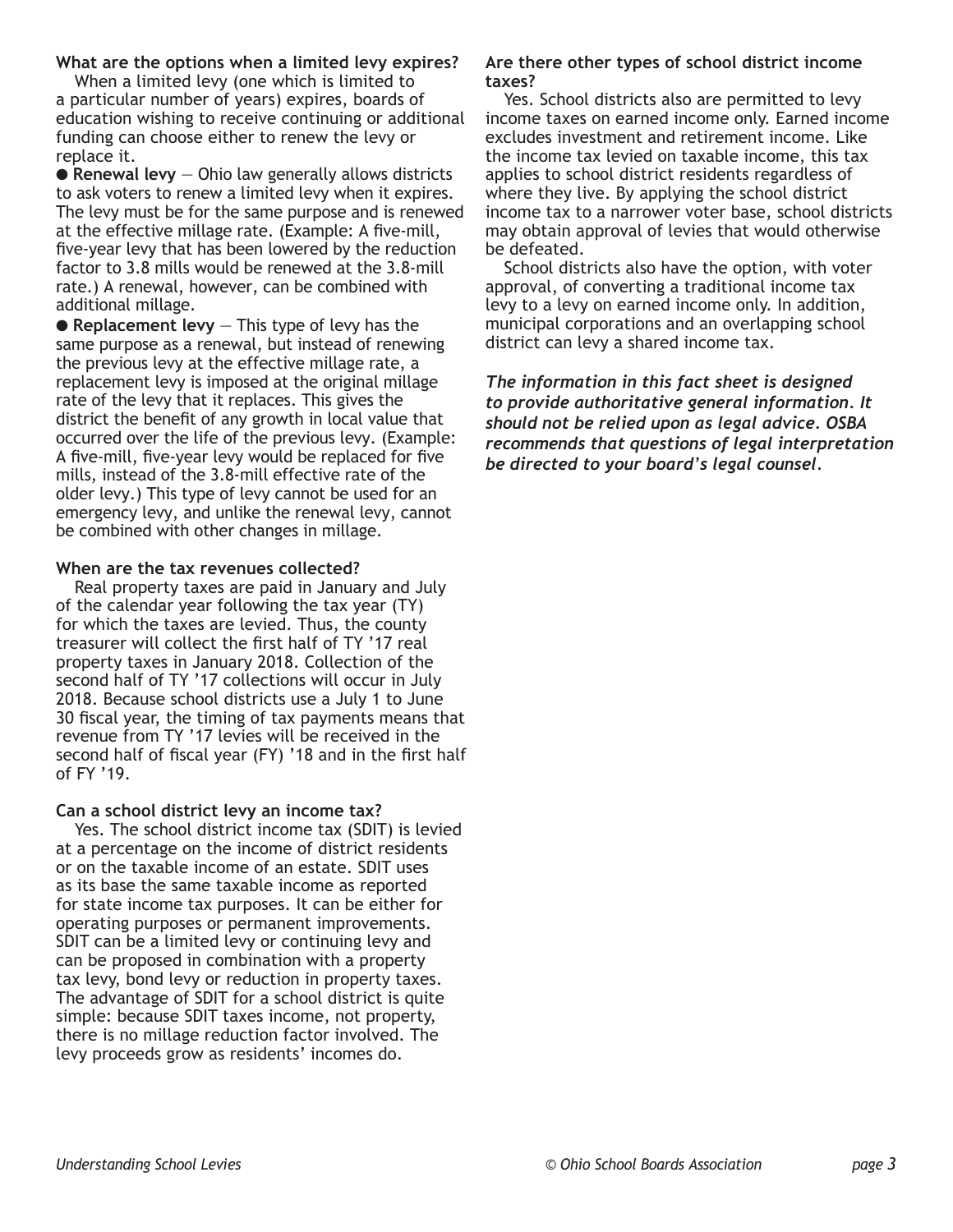### What are the options when a limited levy expires?

When a limited levy (one which is limited to a particular number of years) expires, boards of education wishing to receive continuing or additional funding can choose either to renew the levy or replace it.

- **Renewal levy** — Ohio law generally allows districts to ask voters to renew a limited levy when it expires. The levy must be for the same purpose and is renewed at the effective millage rate. (Example: A five-mill, five-year levy that has been lowered by the reduction factor to 3.8 mills would be renewed at the 3.8-mill rate.) A renewal, however, can be combined with additional millage.
- **Replacement levy** — This type of levy has the same purpose as a renewal, but instead of renewing the previous levy at the effective millage rate, a replacement levy is imposed at the original millage rate of the levy that it replaces. This gives the district the benefit of any growth in local value that occurred over the life of the previous levy. (Example: A five-mill, five-year levy would be replaced for five mills, instead of the 3.8-mill effective rate of the older levy.) This type of levy cannot be used for an emergency levy, and unlike the renewal levy, cannot be combined with other changes in millage.

### When are the tax revenues collected?

Real property taxes are paid in January and July of the calendar year following the tax year (TY) for which the taxes are levied. Thus, the county treasurer will collect the first half of TY '17 real property taxes in January 2018. Collection of the second half of TY '17 collections will occur in July 2018. Because school districts use a July 1 to June 30 fiscal year, the timing of tax payments means that revenue from TY '17 levies will be received in the second half of fiscal year (FY) '18 and in the first half of FY '19.

### Can a school district levy an income tax?

Yes. The school district income tax (SDIT) is levied at a percentage on the income of district residents or on the taxable income of an estate. SDIT uses as its base the same taxable income as reported for state income tax purposes. It can be either for operating purposes or permanent improvements. SDIT can be a limited levy or continuing levy and can be proposed in combination with a property tax levy, bond levy or reduction in property taxes. The advantage of SDIT for a school district is quite simple: because SDIT taxes income, not property, there is no millage reduction factor involved. The levy proceeds grow as residents' incomes do.

### Are there other types of school district income taxes?

Yes. School districts also are permitted to levy income taxes on earned income only. Earned income excludes investment and retirement income. Like the income tax levied on taxable income, this tax applies to school district residents regardless of where they live. By applying the school district income tax to a narrower voter base, school districts may obtain approval of levies that would otherwise be defeated.

School districts also have the option, with voter approval, of converting a traditional income tax levy to a levy on earned income only. In addition, municipal corporations and an overlapping school district can levy a shared income tax.

***The information in this fact sheet is designed to provide authoritative general information. It should not be relied upon as legal advice. OSBA recommends that questions of legal interpretation be directed to your board's legal counsel.***